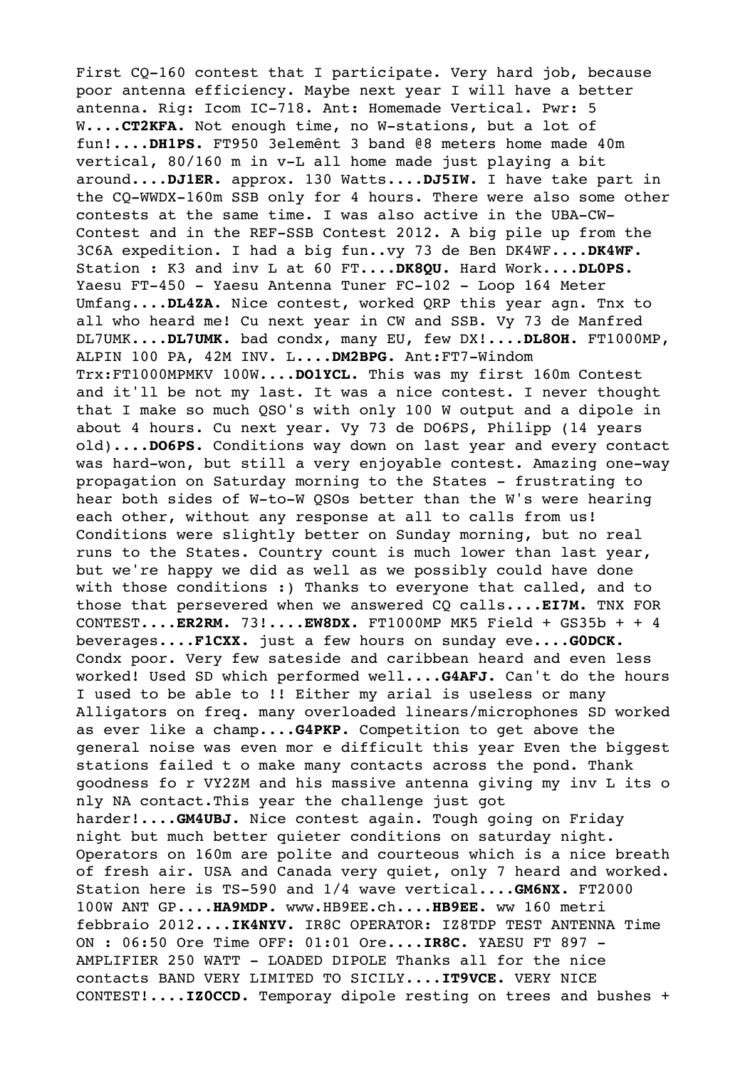First CQ-160 contest that I participate. Very hard job, because poor antenna efficiency. Maybe next year I will have a better antenna. Rig: Icom IC-718. Ant: Homemade Vertical. Pwr: 5 W....**CT2KFA.** Not enough time, no W-stations, but a lot of fun!....**DH1PS.** FT950 3elemênt 3 band @8 meters home made 40m vertical, 80/160 m in v-L all home made just playing a bit around....**DJ1ER.** approx. 130 Watts....**DJ5IW.** I have take part in the CQ-WWDX-160m SSB only for 4 hours. There were also some other contests at the same time. I was also active in the UBA-CW-Contest and in the REF-SSB Contest 2012. A big pile up from the 3C6A expedition. I had a big fun..vy 73 de Ben DK4WF....**DK4WF.** Station : K3 and inv L at 60 FT....**DK8QU.** Hard Work....**DL0PS.** Yaesu FT-450 - Yaesu Antenna Tuner FC-102 - Loop 164 Meter Umfang....**DL4ZA.** Nice contest, worked QRP this year agn. Tnx to all who heard me! Cu next year in CW and SSB. Vy 73 de Manfred DL7UMK....**DL7UMK.** bad condx, many EU, few DX!....**DL8OH.** FT1000MP, ALPIN 100 PA, 42M INV. L....**DM2BPG.** Ant:FT7-Windom Trx:FT1000MPMKV 100W....**DO1YCL.** This was my first 160m Contest and it'll be not my last. It was a nice contest. I never thought that I make so much QSO's with only 100 W output and a dipole in about 4 hours. Cu next year. Vy 73 de DO6PS, Philipp (14 years old)....**DO6PS.** Conditions way down on last year and every contact was hard-won, but still a very enjoyable contest. Amazing one-way propagation on Saturday morning to the States - frustrating to hear both sides of W-to-W QSOs better than the W's were hearing each other, without any response at all to calls from us! Conditions were slightly better on Sunday morning, but no real runs to the States. Country count is much lower than last year, but we're happy we did as well as we possibly could have done with those conditions :) Thanks to everyone that called, and to those that persevered when we answered CQ calls....**EI7M.** TNX FOR CONTEST....**ER2RM.** 73!....**EW8DX.** FT1000MP MK5 Field + GS35b + + 4 beverages....**F1CXX.** just a few hours on sunday eve....**G0DCK.** Condx poor. Very few sateside and caribbean heard and even less worked! Used SD which performed well....**G4AFJ.** Can't do the hours I used to be able to !! Either my arial is useless or many Alligators on freq. many overloaded linears/microphones SD worked as ever like a champ....**G4PKP.** Competition to get above the general noise was even mor e difficult this year Even the biggest stations failed t o make many contacts across the pond. Thank goodness fo r VY2ZM and his massive antenna giving my inv L its o nly NA contact.This year the challenge just got harder!....**GM4UBJ.** Nice contest again. Tough going on Friday night but much better quieter conditions on saturday night. Operators on 160m are polite and courteous which is a nice breath of fresh air. USA and Canada very quiet, only 7 heard and worked. Station here is TS-590 and 1/4 wave vertical....**GM6NX.** FT2000 100W ANT GP....**HA9MDP.** www.HB9EE.ch....**HB9EE.** ww 160 metri febbraio 2012....**IK4NYV.** IR8C OPERATOR: IZ8TDP TEST ANTENNA Time ON : 06:50 Ore Time OFF: 01:01 Ore....**IR8C.** YAESU FT 897 - AMPLIFIER 250 WATT - LOADED DIPOLE Thanks all for the nice contacts BAND VERY LIMITED TO SICILY....**IT9VCE.** VERY NICE CONTEST!....**IZ0CCD.** Temporay dipole resting on trees and bushes +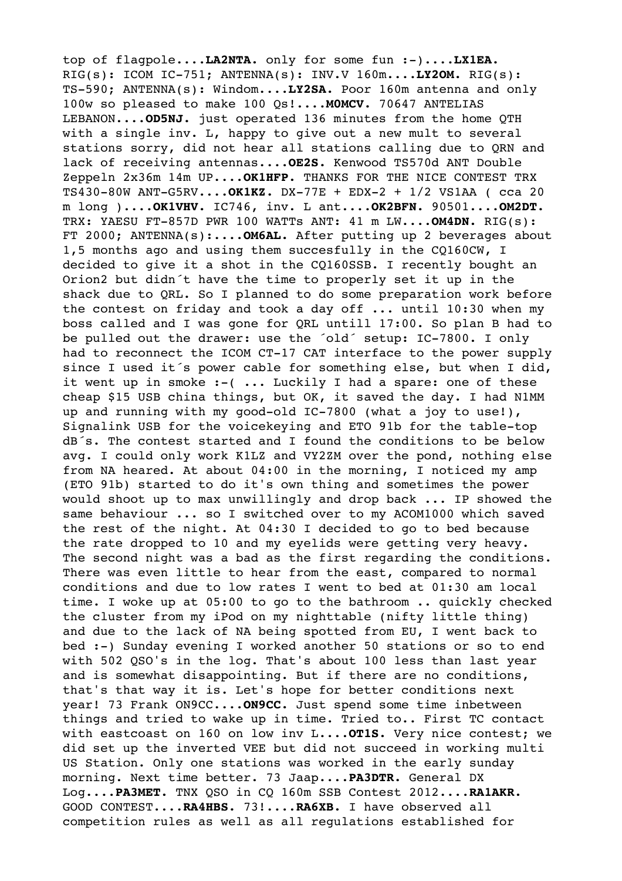top of flagpole....**LA2NTA.** only for some fun :-)....**LX1EA.** RIG(s): ICOM IC-751; ANTENNA(s): INV.V 160m....**LY2OM.** RIG(s): TS-590; ANTENNA(s): Windom....**LY2SA.** Poor 160m antenna and only 100w so pleased to make 100 Qs!....**M0MCV.** 70647 ANTELIAS LEBANON....**OD5NJ.** just operated 136 minutes from the home QTH with a single inv. L, happy to give out a new mult to several stations sorry, did not hear all stations calling due to QRN and lack of receiving antennas....**OE2S.** Kenwood TS570d ANT Double Zeppeln 2x36m 14m UP....**OK1HFP.** THANKS FOR THE NICE CONTEST TRX TS430-80W ANT-G5RV....**OK1KZ.** DX-77E + EDX-2 + 1/2 VS1AA ( cca 20 m long )....**OK1VHV.** IC746, inv. L ant....**OK2BFN.** 90501....**OM2DT.** TRX: YAESU FT-857D PWR 100 WATTs ANT: 41 m LW....**OM4DN.** RIG(s): FT 2000; ANTENNA(s):....**OM6AL.** After putting up 2 beverages about 1,5 months ago and using them succesfully in the CQ160CW, I decided to give it a shot in the CQ160SSB. I recently bought an Orion2 but didn´t have the time to properly set it up in the shack due to QRL. So I planned to do some preparation work before the contest on friday and took a day off ... until 10:30 when my boss called and I was gone for QRL untill 17:00. So plan B had to be pulled out the drawer: use the ´old´ setup: IC-7800. I only had to reconnect the ICOM CT-17 CAT interface to the power supply since I used it´s power cable for something else, but when I did, it went up in smoke :-( ... Luckily I had a spare: one of these cheap $15 USB china things, but OK, it saved the day. I had N1MM up and running with my good-old IC-7800 (what a joy to use!), Signalink USB for the voicekeying and ETO 91b for the table-top dB´s. The contest started and I found the conditions to be below avg. I could only work K1LZ and VY2ZM over the pond, nothing else from NA heared. At about 04:00 in the morning, I noticed my amp (ETO 91b) started to do it's own thing and sometimes the power would shoot up to max unwillingly and drop back ... IP showed the same behaviour ... so I switched over to my ACOM1000 which saved the rest of the night. At 04:30 I decided to go to bed because the rate dropped to 10 and my eyelids were getting very heavy. The second night was a bad as the first regarding the conditions. There was even little to hear from the east, compared to normal conditions and due to low rates I went to bed at 01:30 am local time. I woke up at 05:00 to go to the bathroom .. quickly checked the cluster from my iPod on my nighttable (nifty little thing) and due to the lack of NA being spotted from EU, I went back to bed :-) Sunday evening I worked another 50 stations or so to end with 502 QSO's in the log. That's about 100 less than last year and is somewhat disappointing. But if there are no conditions, that's that way it is. Let's hope for better conditions next year! 73 Frank ON9CC....**ON9CC.** Just spend some time inbetween things and tried to wake up in time. Tried to.. First TC contact with eastcoast on 160 on low inv L....**OT1S.** Very nice contest; we did set up the inverted VEE but did not succeed in working multi US Station. Only one stations was worked in the early sunday morning. Next time better. 73 Jaap....**PA3DTR.** General DX Log....**PA3MET.** TNX QSO in CQ 160m SSB Contest 2012....**RA1AKR.** GOOD CONTEST....**RA4HBS.** 73!....**RA6XB.** I have observed all competition rules as well as all regulations established for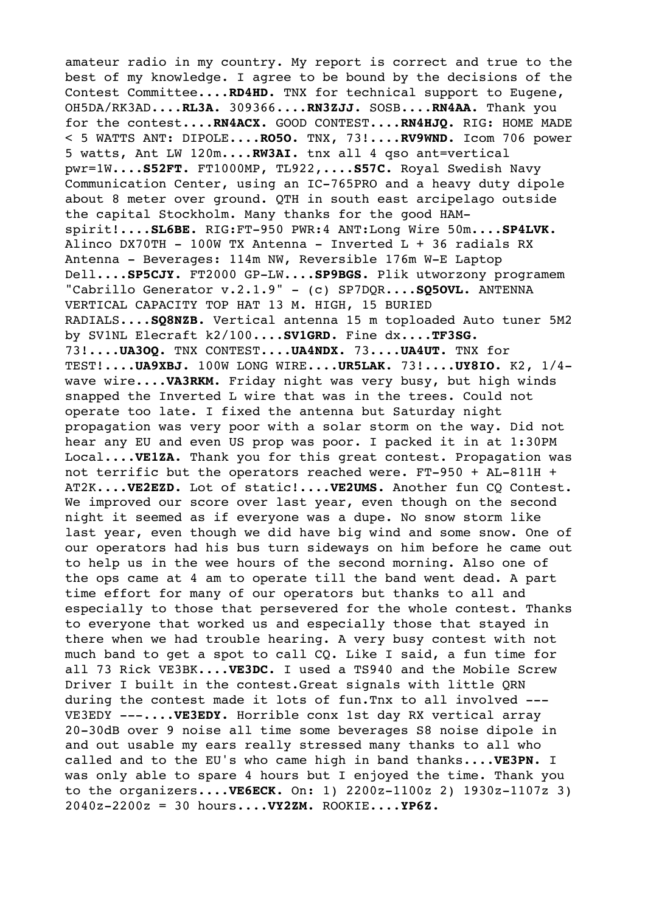amateur radio in my country. My report is correct and true to the best of my knowledge. I agree to be bound by the decisions of the Contest Committee....**RD4HD.** TNX for technical support to Eugene, OH5DA/RK3AD....**RL3A.** 309366....**RN3ZJJ.** SOSB....**RN4AA.** Thank you for the contest....**RN4ACX.** GOOD CONTEST....**RN4HJQ.** RIG: HOME MADE < 5 WATTS ANT: DIPOLE....**RO5O.** TNX, 73!....**RV9WND.** Icom 706 power 5 watts, Ant LW 120m....**RW3AI.** tnx all 4 qso ant=vertical pwr=1W....**S52FT.** FT1000MP, TL922,....**S57C.** Royal Swedish Navy Communication Center, using an IC-765PRO and a heavy duty dipole about 8 meter over ground. QTH in south east arcipelago outside the capital Stockholm. Many thanks for the good HAM-spirit!....**SL6BE.** RIG:FT-950 PWR:4 ANT:Long Wire 50m....**SP4LVK.** Alinco DX70TH - 100W TX Antenna - Inverted L + 36 radials RX Antenna - Beverages: 114m NW, Reversible 176m W-E Laptop Dell....**SP5CJY.** FT2000 GP-LW....**SP9BGS.** Plik utworzony programem "Cabrillo Generator v.2.1.9" - (c) SP7DQR....**SQ5OVL.** ANTENNA VERTICAL CAPACITY TOP HAT 13 M. HIGH, 15 BURIED RADIALS....**SQ8NZB.** Vertical antenna 15 m toploaded Auto tuner 5M2 by SV1NL Elecraft k2/100....**SV1GRD.** Fine dx....**TF3SG.** 73!....**UA3OQ.** TNX CONTEST....**UA4NDX.** 73....**UA4UT.** TNX for TEST!....**UA9XBJ.** 100W LONG WIRE....**UR5LAK.** 73!....**UY8IO.** K2, 1/4-wave wire....**VA3RKM.** Friday night was very busy, but high winds snapped the Inverted L wire that was in the trees. Could not operate too late. I fixed the antenna but Saturday night propagation was very poor with a solar storm on the way. Did not hear any EU and even US prop was poor. I packed it in at 1:30PM Local....**VE1ZA.** Thank you for this great contest. Propagation was not terrific but the operators reached were. FT-950 + AL-811H + AT2K....**VE2EZD.** Lot of static!....**VE2UMS.** Another fun CQ Contest. We improved our score over last year, even though on the second night it seemed as if everyone was a dupe. No snow storm like last year, even though we did have big wind and some snow. One of our operators had his bus turn sideways on him before he came out to help us in the wee hours of the second morning. Also one of the ops came at 4 am to operate till the band went dead. A part time effort for many of our operators but thanks to all and especially to those that persevered for the whole contest. Thanks to everyone that worked us and especially those that stayed in there when we had trouble hearing. A very busy contest with not much band to get a spot to call CQ. Like I said, a fun time for all 73 Rick VE3BK....**VE3DC.** I used a TS940 and the Mobile Screw Driver I built in the contest.Great signals with little QRN during the contest made it lots of fun.Tnx to all involved --- VE3EDY ---....**VE3EDY.** Horrible conx 1st day RX vertical array 20-30dB over 9 noise all time some beverages S8 noise dipole in and out usable my ears really stressed many thanks to all who called and to the EU's who came high in band thanks....**VE3PN.** I was only able to spare 4 hours but I enjoyed the time. Thank you to the organizers....**VE6ECK.** On: 1) 2200z-1100z 2) 1930z-1107z 3) 2040z-2200z = 30 hours....**VY2ZM.** ROOKIE....**YP6Z.**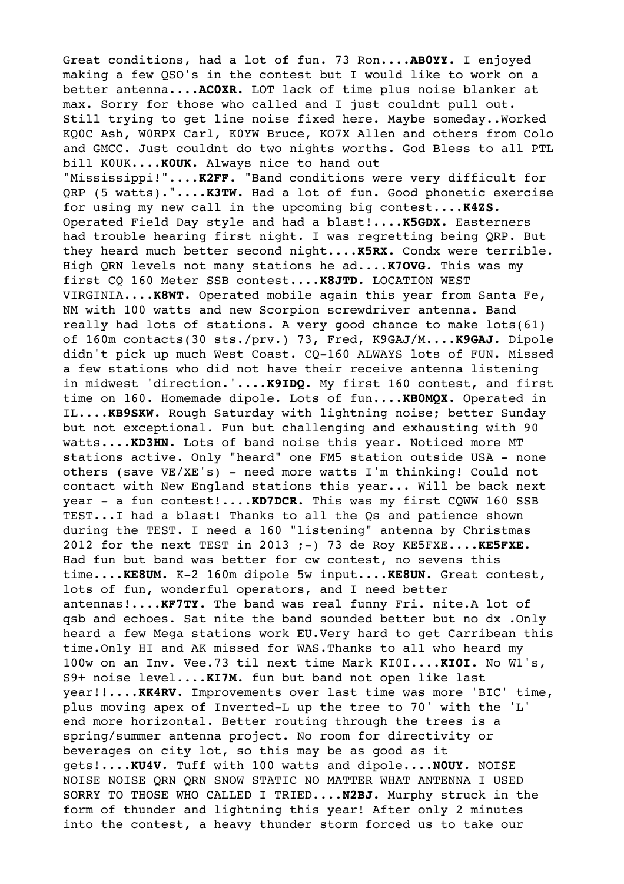Great conditions, had a lot of fun. 73 Ron....**AB0YY.** I enjoyed making a few QSO's in the contest but I would like to work on a better antenna....**AC0XR.** LOT lack of time plus noise blanker at max. Sorry for those who called and I just couldnt pull out. Still trying to get line noise fixed here. Maybe someday..Worked KQ0C Ash, W0RPX Carl, K0YW Bruce, KO7X Allen and others from Colo and GMCC. Just couldnt do two nights worths. God Bless to all PTL bill K0UK....**K0UK.** Always nice to hand out "Mississippi!"....**K2FF.** "Band conditions were very difficult for QRP (5 watts)."....**K3TW.** Had a lot of fun. Good phonetic exercise for using my new call in the upcoming big contest....**K4ZS.** Operated Field Day style and had a blast!....**K5GDX.** Easterners had trouble hearing first night. I was regretting being QRP. But they heard much better second night....**K5RX.** Condx were terrible. High QRN levels not many stations he ad....**K7OVG.** This was my first CQ 160 Meter SSB contest....**K8JTD.** LOCATION WEST VIRGINIA....**K8WT.** Operated mobile again this year from Santa Fe, NM with 100 watts and new Scorpion screwdriver antenna. Band really had lots of stations. A very good chance to make lots(61) of 160m contacts(30 sts./prv.) 73, Fred, K9GAJ/M....**K9GAJ.** Dipole didn't pick up much West Coast. CQ-160 ALWAYS lots of FUN. Missed a few stations who did not have their receive antenna listening in midwest 'direction.'....**K9IDQ.** My first 160 contest, and first time on 160. Homemade dipole. Lots of fun....**KB0MQX.** Operated in IL....**KB9SKW.** Rough Saturday with lightning noise; better Sunday but not exceptional. Fun but challenging and exhausting with 90 watts....**KD3HN.** Lots of band noise this year. Noticed more MT stations active. Only "heard" one FM5 station outside USA - none others (save VE/XE's) - need more watts I'm thinking! Could not contact with New England stations this year... Will be back next year - a fun contest!....**KD7DCR.** This was my first CQWW 160 SSB TEST...I had a blast! Thanks to all the Qs and patience shown during the TEST. I need a 160 "listening" antenna by Christmas 2012 for the next TEST in 2013 ;-) 73 de Roy KE5FXE....**KE5FXE.** Had fun but band was better for cw contest, no sevens this time....**KE8UM.** K-2 160m dipole 5w input....**KE8UN.** Great contest, lots of fun, wonderful operators, and I need better antennas!....**KF7TY.** The band was real funny Fri. nite.A lot of qsb and echoes. Sat nite the band sounded better but no dx .Only heard a few Mega stations work EU.Very hard to get Carribean this time.Only HI and AK missed for WAS.Thanks to all who heard my 100w on an Inv. Vee.73 til next time Mark KI0I....**KI0I.** No W1's, S9+ noise level....**KI7M.** fun but band not open like last year!!....**KK4RV.** Improvements over last time was more 'BIC' time, plus moving apex of Inverted-L up the tree to 70' with the 'L' end more horizontal. Better routing through the trees is a spring/summer antenna project. No room for directivity or beverages on city lot, so this may be as good as it gets!....**KU4V.** Tuff with 100 watts and dipole....**N0UY.** NOISE NOISE NOISE QRN QRN SNOW STATIC NO MATTER WHAT ANTENNA I USED SORRY TO THOSE WHO CALLED I TRIED....**N2BJ.** Murphy struck in the form of thunder and lightning this year! After only 2 minutes into the contest, a heavy thunder storm forced us to take our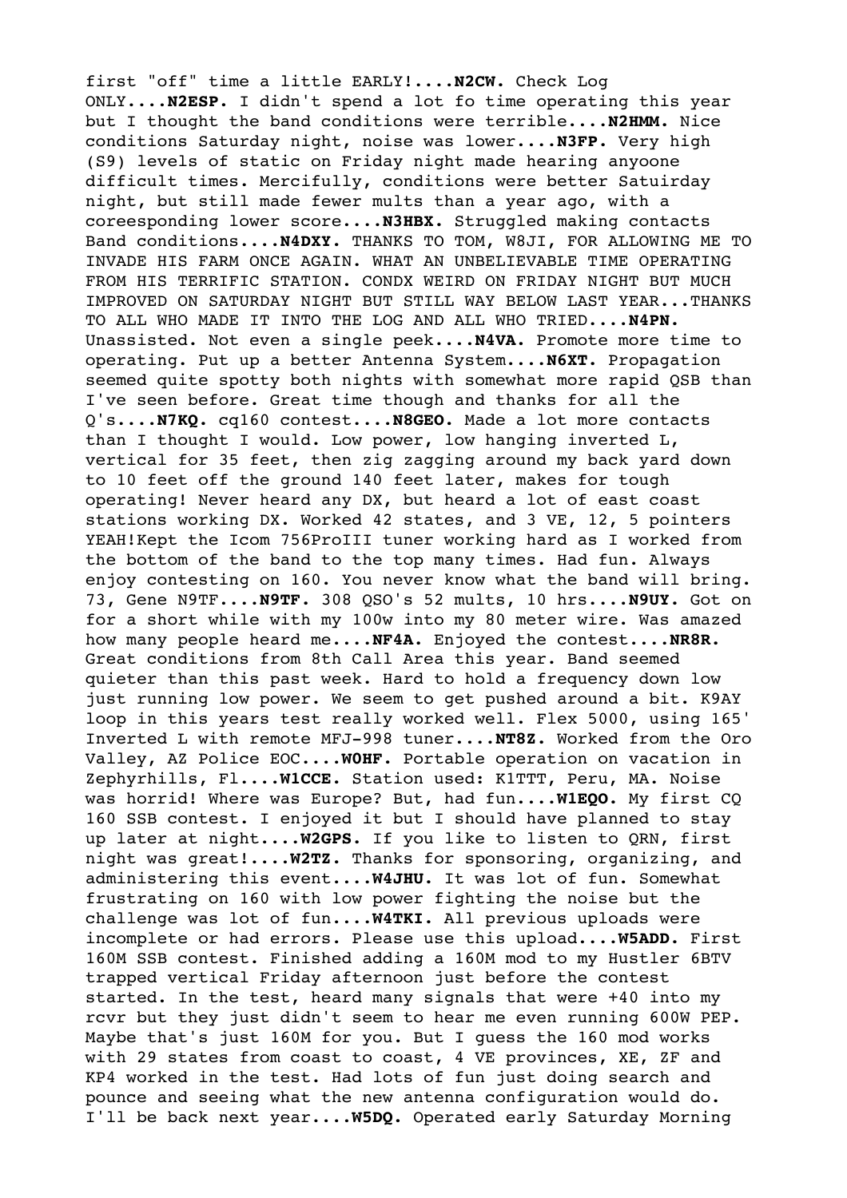first "off" time a little EARLY!....**N2CW.** Check Log ONLY....**N2ESP.** I didn't spend a lot fo time operating this year but I thought the band conditions were terrible....**N2HMM.** Nice conditions Saturday night, noise was lower....**N3FP.** Very high (S9) levels of static on Friday night made hearing anyoone difficult times. Mercifully, conditions were better Satuirday night, but still made fewer mults than a year ago, with a coreesponding lower score....**N3HBX.** Struggled making contacts Band conditions....**N4DXY.** THANKS TO TOM, W8JI, FOR ALLOWING ME TO INVADE HIS FARM ONCE AGAIN. WHAT AN UNBELIEVABLE TIME OPERATING FROM HIS TERRIFIC STATION. CONDX WEIRD ON FRIDAY NIGHT BUT MUCH IMPROVED ON SATURDAY NIGHT BUT STILL WAY BELOW LAST YEAR...THANKS TO ALL WHO MADE IT INTO THE LOG AND ALL WHO TRIED....**N4PN.** Unassisted. Not even a single peek....**N4VA.** Promote more time to operating. Put up a better Antenna System....**N6XT.** Propagation seemed quite spotty both nights with somewhat more rapid QSB than I've seen before. Great time though and thanks for all the Q's....**N7KQ.** cq160 contest....**N8GEO.** Made a lot more contacts than I thought I would. Low power, low hanging inverted L, vertical for 35 feet, then zig zagging around my back yard down to 10 feet off the ground 140 feet later, makes for tough operating! Never heard any DX, but heard a lot of east coast stations working DX. Worked 42 states, and 3 VE, 12, 5 pointers YEAH!Kept the Icom 756ProIII tuner working hard as I worked from the bottom of the band to the top many times. Had fun. Always enjoy contesting on 160. You never know what the band will bring. 73, Gene N9TF....**N9TF.** 308 QSO's 52 mults, 10 hrs....**N9UY.** Got on for a short while with my 100w into my 80 meter wire. Was amazed how many people heard me....**NF4A.** Enjoyed the contest....**NR8R.** Great conditions from 8th Call Area this year. Band seemed quieter than this past week. Hard to hold a frequency down low just running low power. We seem to get pushed around a bit. K9AY loop in this years test really worked well. Flex 5000, using 165' Inverted L with remote MFJ-998 tuner....**NT8Z.** Worked from the Oro Valley, AZ Police EOC....**W0HF.** Portable operation on vacation in Zephyrhills, Fl....**W1CCE.** Station used: K1TTT, Peru, MA. Noise was horrid! Where was Europe? But, had fun....**W1EQO.** My first CQ 160 SSB contest. I enjoyed it but I should have planned to stay up later at night....**W2GPS.** If you like to listen to QRN, first night was great!....**W2TZ.** Thanks for sponsoring, organizing, and administering this event....**W4JHU.** It was lot of fun. Somewhat frustrating on 160 with low power fighting the noise but the challenge was lot of fun....**W4TKI.** All previous uploads were incomplete or had errors. Please use this upload....**W5ADD.** First 160M SSB contest. Finished adding a 160M mod to my Hustler 6BTV trapped vertical Friday afternoon just before the contest started. In the test, heard many signals that were +40 into my rcvr but they just didn't seem to hear me even running 600W PEP. Maybe that's just 160M for you. But I guess the 160 mod works with 29 states from coast to coast, 4 VE provinces, XE, ZF and KP4 worked in the test. Had lots of fun just doing search and pounce and seeing what the new antenna configuration would do. I'll be back next year....**W5DQ.** Operated early Saturday Morning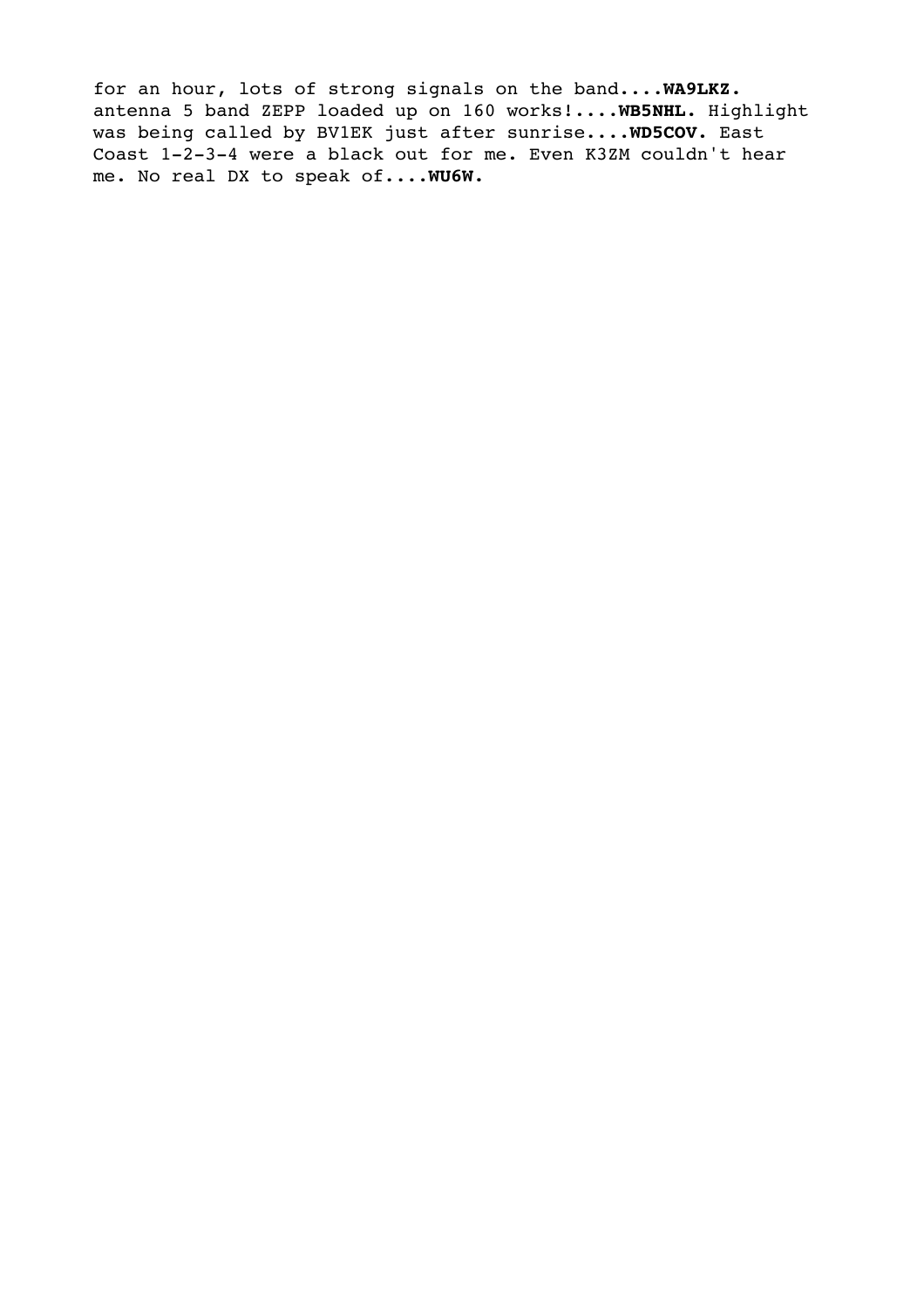for an hour, lots of strong signals on the band....**WA9LKZ.** antenna 5 band ZEPP loaded up on 160 works!....**WB5NHL.** Highlight was being called by BV1EK just after sunrise....**WD5COV.** East Coast 1-2-3-4 were a black out for me. Even K3ZM couldn't hear me. No real DX to speak of....**WU6W.**